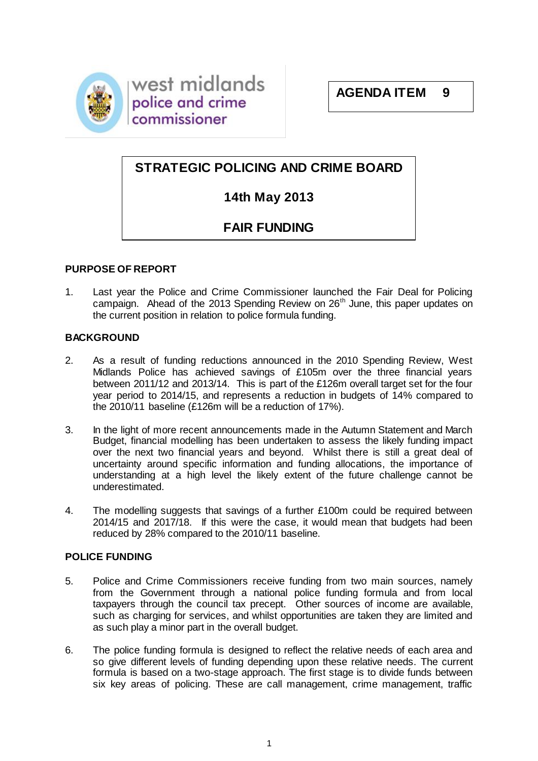west midlands police and crime commissioner

**AGENDA ITEM 9**

# STRATEGIC POLICING AND CRIME BOARD

## 14th May 2013

## FAIR FUNDING

### PURPOSE OF REPORT

1. Last year the Police and Crime Commissioner launched the Fair Deal for Policing campaign. Ahead of the 2013 Spending Review on 26th June, this paper updates on the current position in relation to police formula funding.

### BACKGROUND

2. As a result of funding reductions announced in the 2010 Spending Review, West Midlands Police has achieved savings of £105m over the three financial years between 2011/12 and 2013/14. This is part of the £126m overall target set for the four year period to 2014/15, and represents a reduction in budgets of 14% compared to the 2010/11 baseline (£126m will be a reduction of 17%).

3. In the light of more recent announcements made in the Autumn Statement and March Budget, financial modelling has been undertaken to assess the likely funding impact over the next two financial years and beyond. Whilst there is still a great deal of uncertainty around specific information and funding allocations, the importance of understanding at a high level the likely extent of the future challenge cannot be underestimated.

4. The modelling suggests that savings of a further £100m could be required between 2014/15 and 2017/18. If this were the case, it would mean that budgets had been reduced by 28% compared to the 2010/11 baseline.

### POLICE FUNDING

5. Police and Crime Commissioners receive funding from two main sources, namely from the Government through a national police funding formula and from local taxpayers through the council tax precept. Other sources of income are available, such as charging for services, and whilst opportunities are taken they are limited and as such play a minor part in the overall budget.

6. The police funding formula is designed to reflect the relative needs of each area and so give different levels of funding depending upon these relative needs. The current formula is based on a two-stage approach. The first stage is to divide funds between six key areas of policing. These are call management, crime management, traffic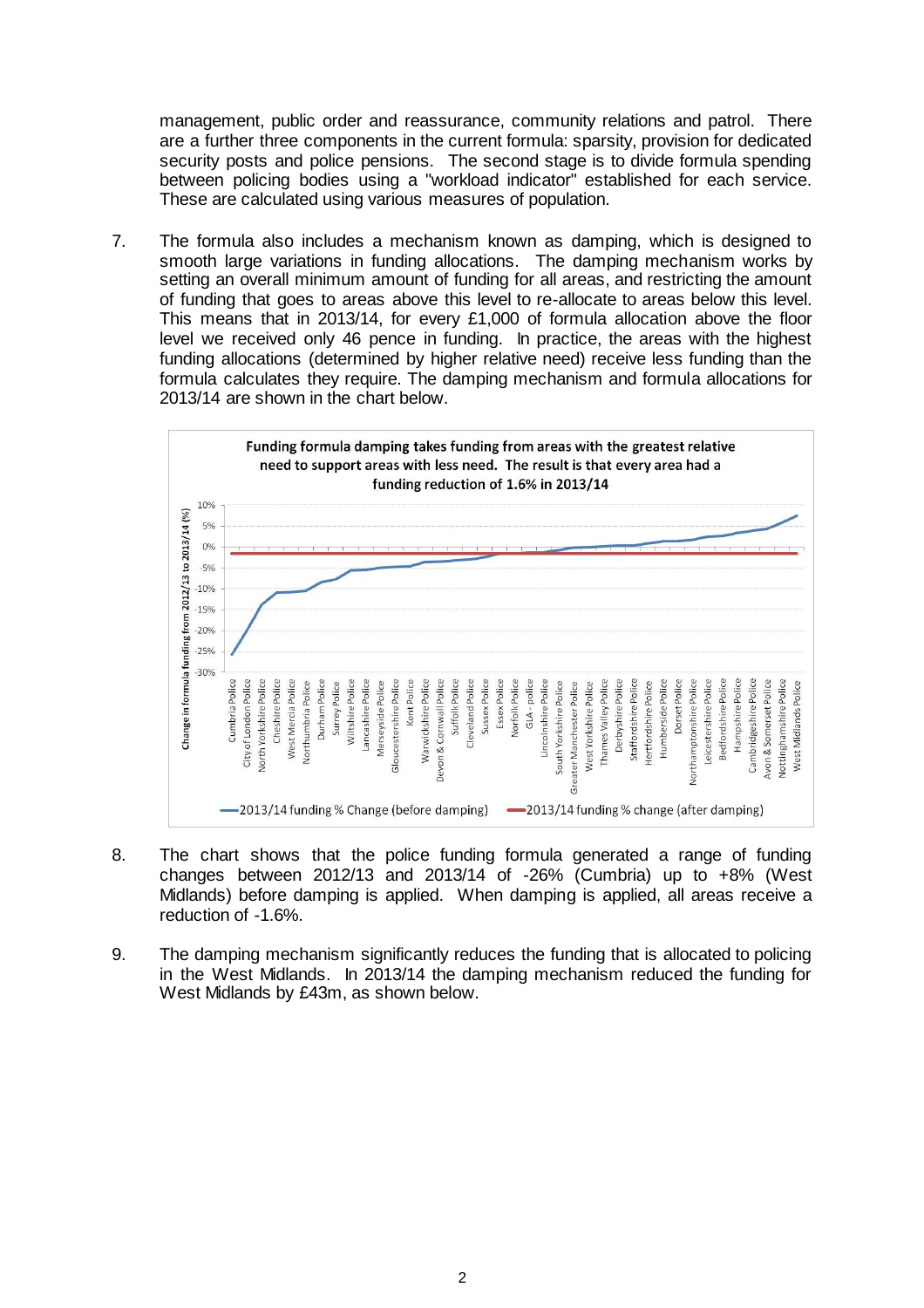management, public order and reassurance, community relations and patrol. There are a further three components in the current formula: sparsity, provision for dedicated security posts and police pensions. The second stage is to divide formula spending between policing bodies using a "workload indicator" established for each service. These are calculated using various measures of population.

7. The formula also includes a mechanism known as damping, which is designed to smooth large variations in funding allocations. The damping mechanism works by setting an overall minimum amount of funding for all areas, and restricting the amount of funding that goes to areas above this level to re-allocate to areas below this level. This means that in 2013/14, for every £1,000 of formula allocation above the floor level we received only 46 pence in funding. In practice, the areas with the highest funding allocations (determined by higher relative need) receive less funding than the formula calculates they require. The damping mechanism and formula allocations for 2013/14 are shown in the chart below.

**Funding formula damping takes funding from areas with the greatest relative need to support areas with less need. The result is that every area had a funding reduction of 1.6% in 2013/14**

Y-axis: Change in formula funding from 2012/13 to 2013/14 (%) — 10%, 5%, 0%, -5%, -10%, -15%, -20%, -25%, -30%

X-axis: Cumbria Police, City of London Police, North Yorkshire Police, Cheshire Police, West Mercia Police, Northumbria Police, Durham Police, Surrey Police, Wiltshire Police, Lancashire Police, Merseyside Police, Gloucestershire Police, Kent Police, Warwickshire Police, Devon & Cornwall Police, Suffolk Police, Cleveland Police, Sussex Police, Essex Police, Norfolk Police, GLA - police, Lincolnshire Police, South Yorkshire Police, Greater Manchester Police, West Yorkshire Police, Thames Valley Police, Derbyshire Police, Staffordshire Police, Hertfordshire Police, Humberside Police, Dorset Police, Northamptonshire Police, Leicestershire Police, Bedfordshire Police, Hampshire Police, Cambridgeshire Police, Avon & Somerset Police, Nottinghamshire Police, West Midlands Police

Legend: 2013/14 funding % Change (before damping); 2013/14 funding % change (after damping)

8. The chart shows that the police funding formula generated a range of funding changes between 2012/13 and 2013/14 of -26% (Cumbria) up to +8% (West Midlands) before damping is applied. When damping is applied, all areas receive a reduction of -1.6%.

9. The damping mechanism significantly reduces the funding that is allocated to policing in the West Midlands. In 2013/14 the damping mechanism reduced the funding for West Midlands by £43m, as shown below.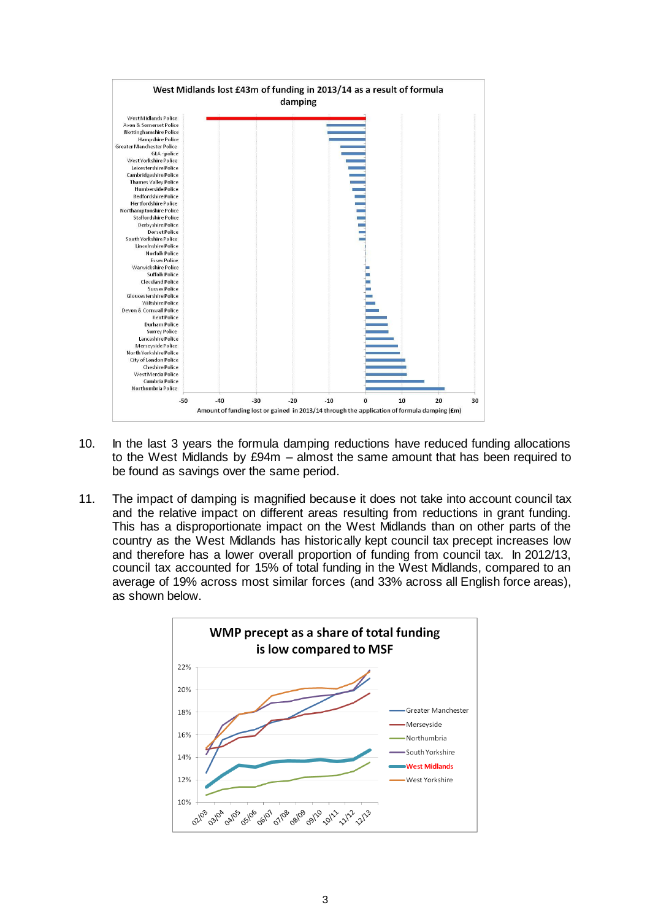10. In the last 3 years the formula damping reductions have reduced funding allocations to the West Midlands by £94m – almost the same amount that has been required to be found as savings over the same period.

11. The impact of damping is magnified because it does not take into account council tax and the relative impact on different areas resulting from reductions in grant funding. This has a disproportionate impact on the West Midlands than on other parts of the country as the West Midlands has historically kept council tax precept increases low and therefore has a lower overall proportion of funding from council tax. In 2012/13, council tax accounted for 15% of total funding in the West Midlands, compared to an average of 19% across most similar forces (and 33% across all English force areas), as shown below.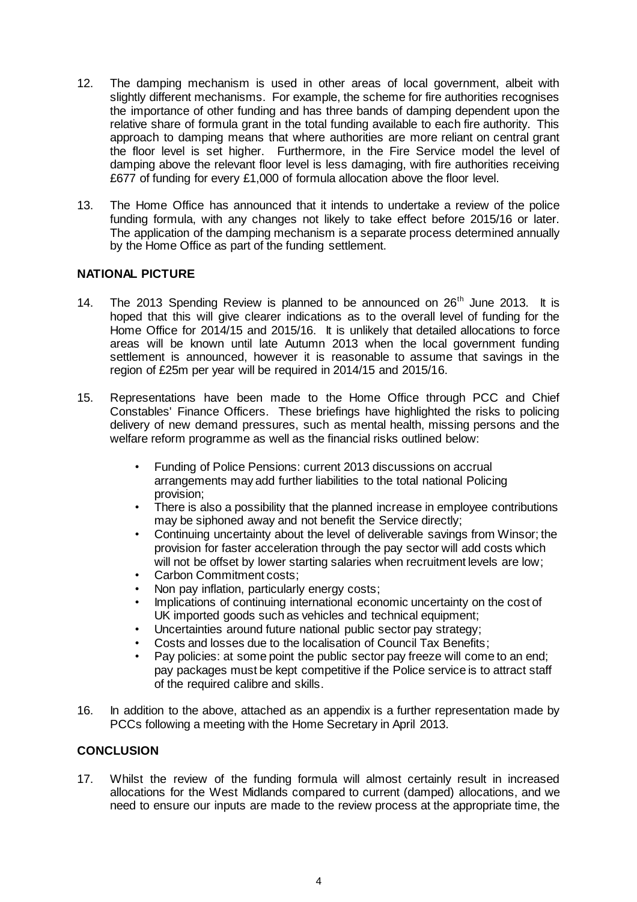12. The damping mechanism is used in other areas of local government, albeit with slightly different mechanisms. For example, the scheme for fire authorities recognises the importance of other funding and has three bands of damping dependent upon the relative share of formula grant in the total funding available to each fire authority. This approach to damping means that where authorities are more reliant on central grant the floor level is set higher. Furthermore, in the Fire Service model the level of damping above the relevant floor level is less damaging, with fire authorities receiving £677 of funding for every £1,000 of formula allocation above the floor level.

13. The Home Office has announced that it intends to undertake a review of the police funding formula, with any changes not likely to take effect before 2015/16 or later. The application of the damping mechanism is a separate process determined annually by the Home Office as part of the funding settlement.

**NATIONAL PICTURE**

14. The 2013 Spending Review is planned to be announced on 26th June 2013. It is hoped that this will give clearer indications as to the overall level of funding for the Home Office for 2014/15 and 2015/16. It is unlikely that detailed allocations to force areas will be known until late Autumn 2013 when the local government funding settlement is announced, however it is reasonable to assume that savings in the region of £25m per year will be required in 2014/15 and 2015/16.

15. Representations have been made to the Home Office through PCC and Chief Constables' Finance Officers. These briefings have highlighted the risks to policing delivery of new demand pressures, such as mental health, missing persons and the welfare reform programme as well as the financial risks outlined below:

    - Funding of Police Pensions: current 2013 discussions on accrual arrangements may add further liabilities to the total national Policing provision;
    - There is also a possibility that the planned increase in employee contributions may be siphoned away and not benefit the Service directly;
    - Continuing uncertainty about the level of deliverable savings from Winsor; the provision for faster acceleration through the pay sector will add costs which will not be offset by lower starting salaries when recruitment levels are low;
    - Carbon Commitment costs;
    - Non pay inflation, particularly energy costs;
    - Implications of continuing international economic uncertainty on the cost of UK imported goods such as vehicles and technical equipment;
    - Uncertainties around future national public sector pay strategy;
    - Costs and losses due to the localisation of Council Tax Benefits;
    - Pay policies: at some point the public sector pay freeze will come to an end; pay packages must be kept competitive if the Police service is to attract staff of the required calibre and skills.

16. In addition to the above, attached as an appendix is a further representation made by PCCs following a meeting with the Home Secretary in April 2013.

**CONCLUSION**

17. Whilst the review of the funding formula will almost certainly result in increased allocations for the West Midlands compared to current (damped) allocations, and we need to ensure our inputs are made to the review process at the appropriate time, the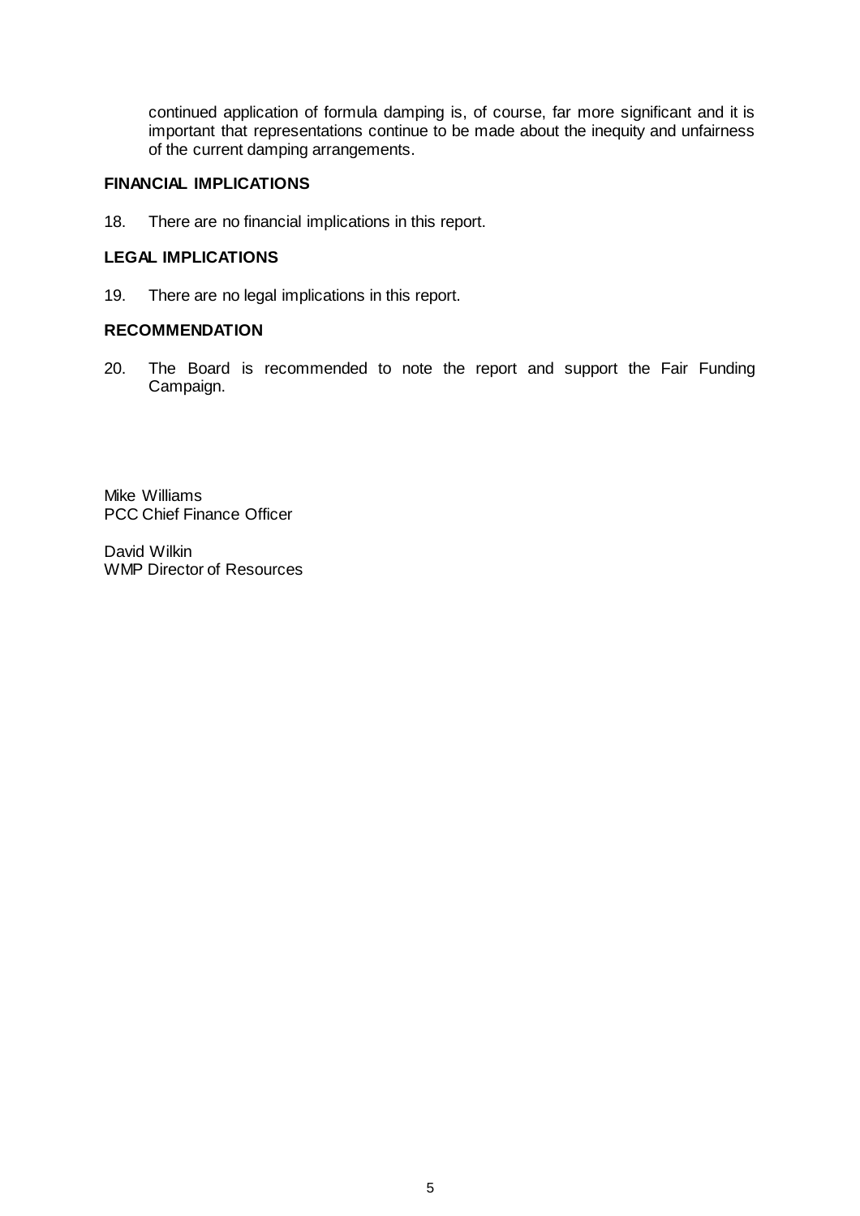continued application of formula damping is, of course, far more significant and it is important that representations continue to be made about the inequity and unfairness of the current damping arrangements.

**FINANCIAL IMPLICATIONS**

18. There are no financial implications in this report.

**LEGAL IMPLICATIONS**

19. There are no legal implications in this report.

**RECOMMENDATION**

20. The Board is recommended to note the report and support the Fair Funding Campaign.

Mike Williams
PCC Chief Finance Officer

David Wilkin
WMP Director of Resources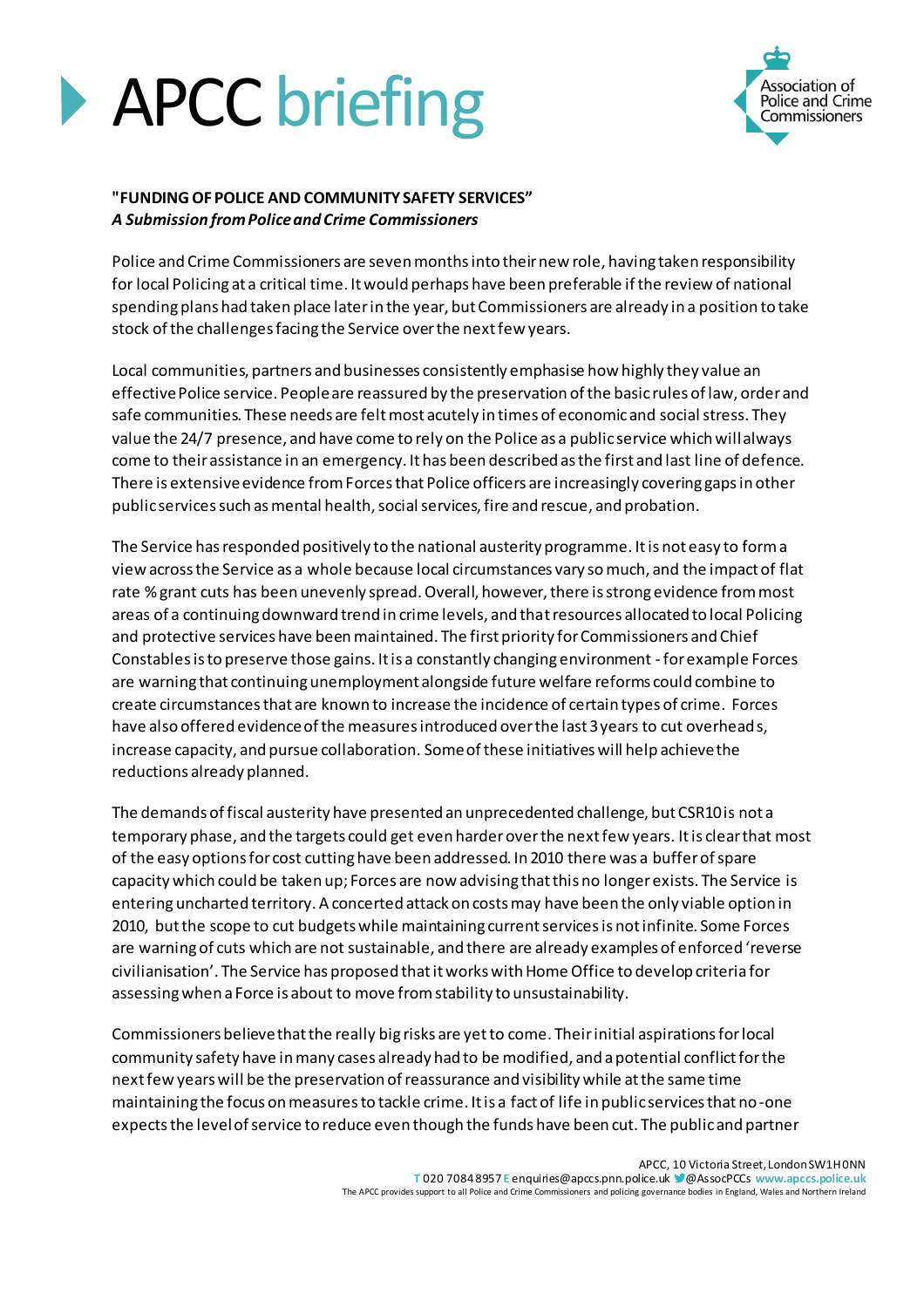# APCC briefing

**"FUNDING OF POLICE AND COMMUNITY SAFETY SERVICES"**
***A Submission from Police and Crime Commissioners***

Police and Crime Commissioners are seven months into their new role, having taken responsibility for local Policing at a critical time. It would perhaps have been preferable if the review of national spending plans had taken place later in the year, but Commissioners are already in a position to take stock of the challenges facing the Service over the next few years.

Local communities, partners and businesses consistently emphasise how highly they value an effective Police service. People are reassured by the preservation of the basic rules of law, order and safe communities. These needs are felt most acutely in times of economic and social stress. They value the 24/7 presence, and have come to rely on the Police as a public service which will always come to their assistance in an emergency. It has been described as the first and last line of defence. There is extensive evidence from Forces that Police officers are increasingly covering gaps in other public services such as mental health, social services, fire and rescue, and probation.

The Service has responded positively to the national austerity programme. It is not easy to form a view across the Service as a whole because local circumstances vary so much, and the impact of flat rate % grant cuts has been unevenly spread. Overall, however, there is strong evidence from most areas of a continuing downward trend in crime levels, and that resources allocated to local Policing and protective services have been maintained. The first priority for Commissioners and Chief Constables is to preserve those gains. It is a constantly changing environment - for example Forces are warning that continuing unemployment alongside future welfare reforms could combine to create circumstances that are known to increase the incidence of certain types of crime. Forces have also offered evidence of the measures introduced over the last 3 years to cut overheads, increase capacity, and pursue collaboration. Some of these initiatives will help achieve the reductions already planned.

The demands of fiscal austerity have presented an unprecedented challenge, but CSR10 is not a temporary phase, and the targets could get even harder over the next few years. It is clear that most of the easy options for cost cutting have been addressed. In 2010 there was a buffer of spare capacity which could be taken up; Forces are now advising that this no longer exists. The Service is entering uncharted territory. A concerted attack on costs may have been the only viable option in 2010, but the scope to cut budgets while maintaining current services is not infinite. Some Forces are warning of cuts which are not sustainable, and there are already examples of enforced 'reverse civilianisation'. The Service has proposed that it works with Home Office to develop criteria for assessing when a Force is about to move from stability to unsustainability.

Commissioners believe that the really big risks are yet to come. Their initial aspirations for local community safety have in many cases already had to be modified, and a potential conflict for the next few years will be the preservation of reassurance and visibility while at the same time maintaining the focus on measures to tackle crime. It is a fact of life in public services that no-one expects the level of service to reduce even though the funds have been cut. The public and partner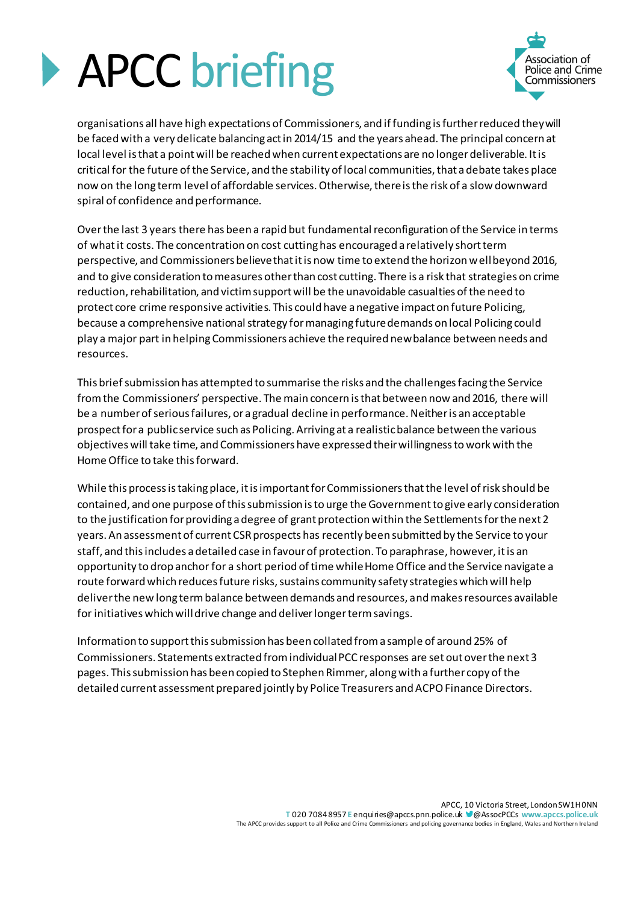organisations all have high expectations of Commissioners, and if funding is further reduced they will be faced with a very delicate balancing act in 2014/15 and the years ahead. The principal concern at local level is that a point will be reached when current expectations are no longer deliverable. It is critical for the future of the Service, and the stability of local communities, that a debate takes place now on the long term level of affordable services. Otherwise, there is the risk of a slow downward spiral of confidence and performance.

Over the last 3 years there has been a rapid but fundamental reconfiguration of the Service in terms of what it costs. The concentration on cost cutting has encouraged a relatively short term perspective, and Commissioners believe that it is now time to extend the horizon well beyond 2016, and to give consideration to measures other than cost cutting. There is a risk that strategies on crime reduction, rehabilitation, and victim support will be the unavoidable casualties of the need to protect core crime responsive activities. This could have a negative impact on future Policing, because a comprehensive national strategy for managing future demands on local Policing could play a major part in helping Commissioners achieve the required new balance between needs and resources.

This brief submission has attempted to summarise the risks and the challenges facing the Service from the Commissioners' perspective. The main concern is that between now and 2016, there will be a number of serious failures, or a gradual decline in performance. Neither is an acceptable prospect for a public service such as Policing. Arriving at a realistic balance between the various objectives will take time, and Commissioners have expressed their willingness to work with the Home Office to take this forward.

While this process is taking place, it is important for Commissioners that the level of risk should be contained, and one purpose of this submission is to urge the Government to give early consideration to the justification for providing a degree of grant protection within the Settlements for the next 2 years. An assessment of current CSR prospects has recently been submitted by the Service to your staff, and this includes a detailed case in favour of protection. To paraphrase, however, it is an opportunity to drop anchor for a short period of time while Home Office and the Service navigate a route forward which reduces future risks, sustains community safety strategies which will help deliver the new long term balance between demands and resources, and makes resources available for initiatives which will drive change and deliver longer term savings.

Information to support this submission has been collated from a sample of around 25% of Commissioners. Statements extracted from individual PCC responses are set out over the next 3 pages. This submission has been copied to Stephen Rimmer, along with a further copy of the detailed current assessment prepared jointly by Police Treasurers and ACPO Finance Directors.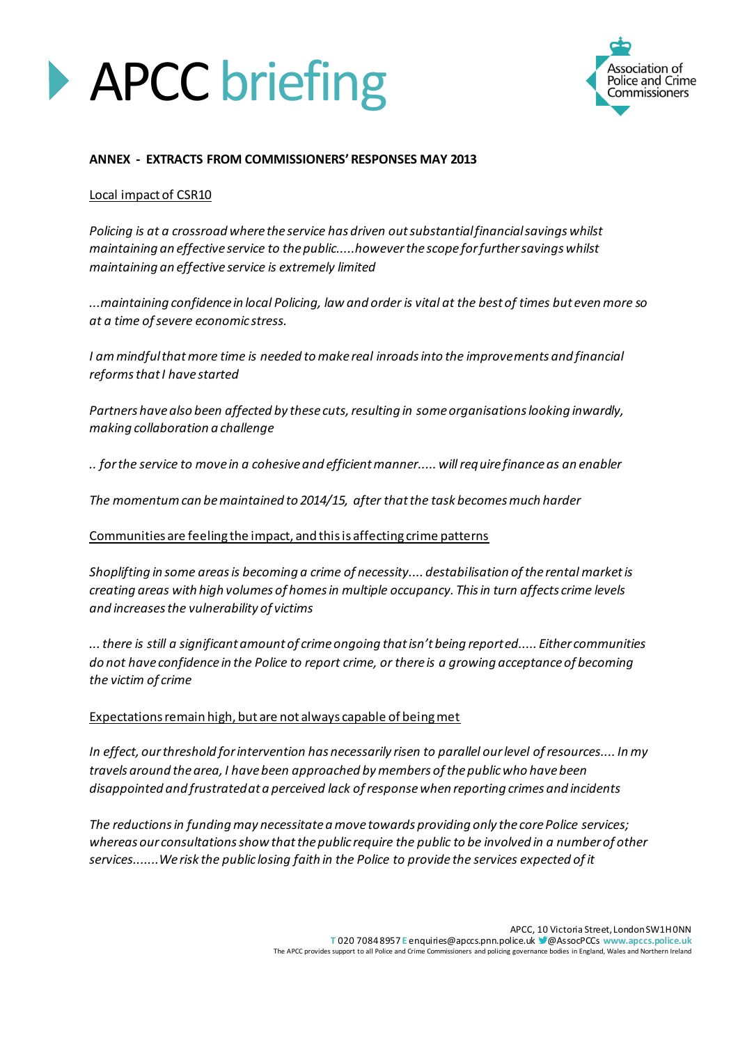**ANNEX - EXTRACTS FROM COMMISSIONERS' RESPONSES MAY 2013**

Local impact of CSR10

*Policing is at a crossroad where the service has driven out substantial financial savings whilst maintaining an effective service to the public.....however the scope for further savings whilst maintaining an effective service is extremely limited*

*...maintaining confidence in local Policing, law and order is vital at the best of times but even more so at a time of severe economic stress.*

*I am mindful that more time is needed to make real inroads into the improvements and financial reforms that I have started*

*Partners have also been affected by these cuts, resulting in some organisations looking inwardly, making collaboration a challenge*

*.. for the service to move in a cohesive and efficient manner..... will require finance as an enabler*

*The momentum can be maintained to 2014/15, after that the task becomes much harder*

Communities are feeling the impact, and this is affecting crime patterns

*Shoplifting in some areas is becoming a crime of necessity.... destabilisation of the rental market is creating areas with high volumes of homes in multiple occupancy. This in turn affects crime levels and increases the vulnerability of victims*

*... there is still a significant amount of crime ongoing that isn't being reported..... Either communities do not have confidence in the Police to report crime, or there is a growing acceptance of becoming the victim of crime*

Expectations remain high, but are not always capable of being met

*In effect, our threshold for intervention has necessarily risen to parallel our level of resources.... In my travels around the area, I have been approached by members of the public who have been disappointed and frustrated at a perceived lack of response when reporting crimes and incidents*

*The reductions in funding may necessitate a move towards providing only the core Police services; whereas our consultations show that the public require the public to be involved in a number of other services.......We risk the public losing faith in the Police to provide the services expected of it*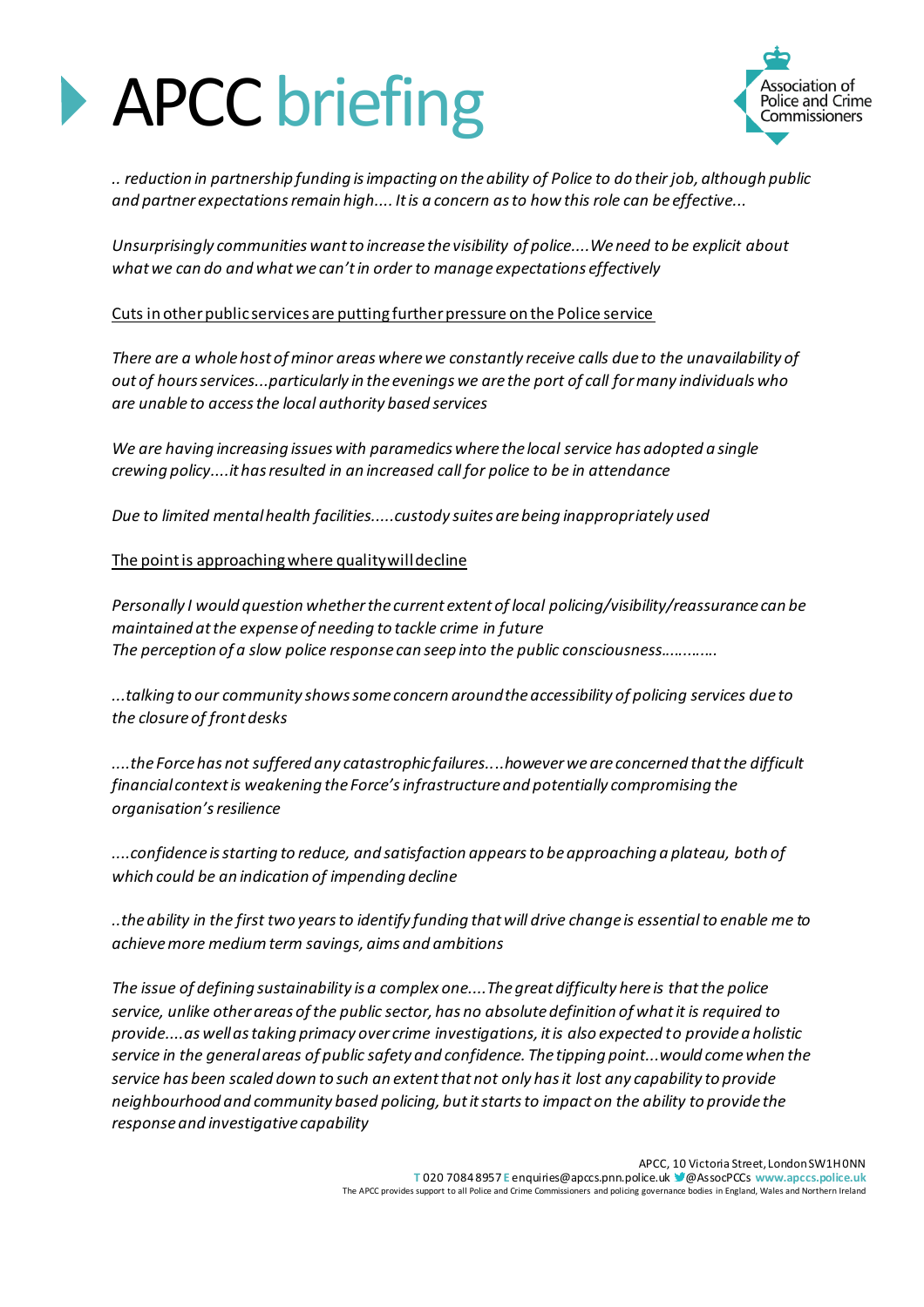*.. reduction in partnership funding is impacting on the ability of Police to do their job, although public and partner expectations remain high.... It is a concern as to how this role can be effective...*

*Unsurprisingly communities want to increase the visibility of police....We need to be explicit about what we can do and what we can't in order to manage expectations effectively*

<u>Cuts in other public services are putting further pressure on the Police service</u>

*There are a whole host of minor areas where we constantly receive calls due to the unavailability of out of hours services...particularly in the evenings we are the port of call for many individuals who are unable to access the local authority based services*

*We are having increasing issues with paramedics where the local service has adopted a single crewing policy....it has resulted in an increased call for police to be in attendance*

*Due to limited mental health facilities.....custody suites are being inappropriately used*

<u>The point is approaching where quality will decline</u>

*Personally I would question whether the current extent of local policing/visibility/reassurance can be maintained at the expense of needing to tackle crime in future*
*The perception of a slow police response can seep into the public consciousness………….*

*...talking to our community shows some concern around the accessibility of policing services due to the closure of front desks*

*....the Force has not suffered any catastrophic failures....however we are concerned that the difficult financial context is weakening the Force's infrastructure and potentially compromising the organisation's resilience*

*....confidence is starting to reduce, and satisfaction appears to be approaching a plateau, both of which could be an indication of impending decline*

*..the ability in the first two years to identify funding that will drive change is essential to enable me to achieve more medium term savings, aims and ambitions*

*The issue of defining sustainability is a complex one....The great difficulty here is that the police service, unlike other areas of the public sector, has no absolute definition of what it is required to provide....as well as taking primacy over crime investigations, it is also expected to provide a holistic service in the general areas of public safety and confidence. The tipping point...would come when the service has been scaled down to such an extent that not only has it lost any capability to provide neighbourhood and community based policing, but it starts to impact on the ability to provide the response and investigative capability*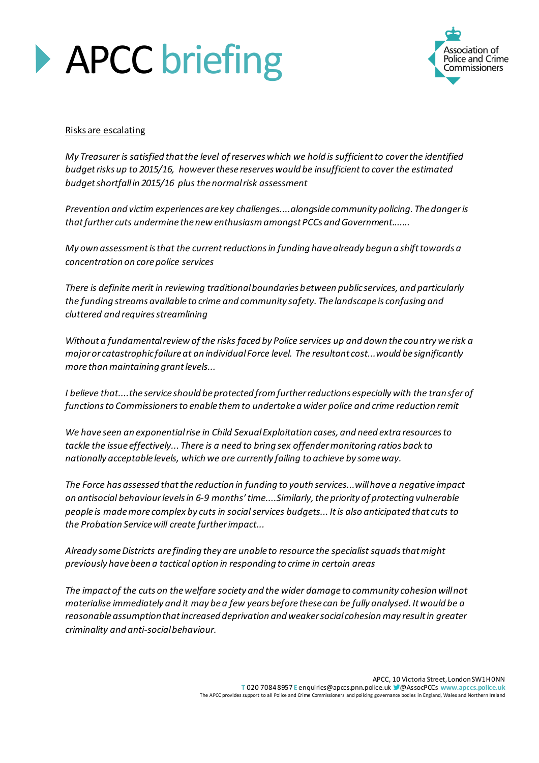Risks are escalating

*My Treasurer is satisfied that the level of reserves which we hold is sufficient to cover the identified budget risks up to 2015/16, however these reserves would be insufficient to cover the estimated budget shortfall in 2015/16 plus the normal risk assessment*

*Prevention and victim experiences are key challenges....alongside community policing. The danger is that further cuts undermine the new enthusiasm amongst PCCs and Government…….*

*My own assessment is that the current reductions in funding have already begun a shift towards a concentration on core police services*

*There is definite merit in reviewing traditional boundaries between public services, and particularly the funding streams available to crime and community safety. The landscape is confusing and cluttered and requires streamlining*

*Without a fundamental review of the risks faced by Police services up and down the country we risk a major or catastrophic failure at an individual Force level. The resultant cost...would be significantly more than maintaining grant levels...*

*I believe that....the service should be protected from further reductions especially with the transfer of functions to Commissioners to enable them to undertake a wider police and crime reduction remit*

*We have seen an exponential rise in Child Sexual Exploitation cases, and need extra resources to tackle the issue effectively... There is a need to bring sex offender monitoring ratios back to nationally acceptable levels, which we are currently failing to achieve by some way.*

*The Force has assessed that the reduction in funding to youth services...will have a negative impact on antisocial behaviour levels in 6-9 months' time....Similarly, the priority of protecting vulnerable people is made more complex by cuts in social services budgets... It is also anticipated that cuts to the Probation Service will create further impact...*

*Already some Districts are finding they are unable to resource the specialist squads that might previously have been a tactical option in responding to crime in certain areas*

*The impact of the cuts on the welfare society and the wider damage to community cohesion will not materialise immediately and it may be a few years before these can be fully analysed. It would be a reasonable assumption that increased deprivation and weaker social cohesion may result in greater criminality and anti-social behaviour.*